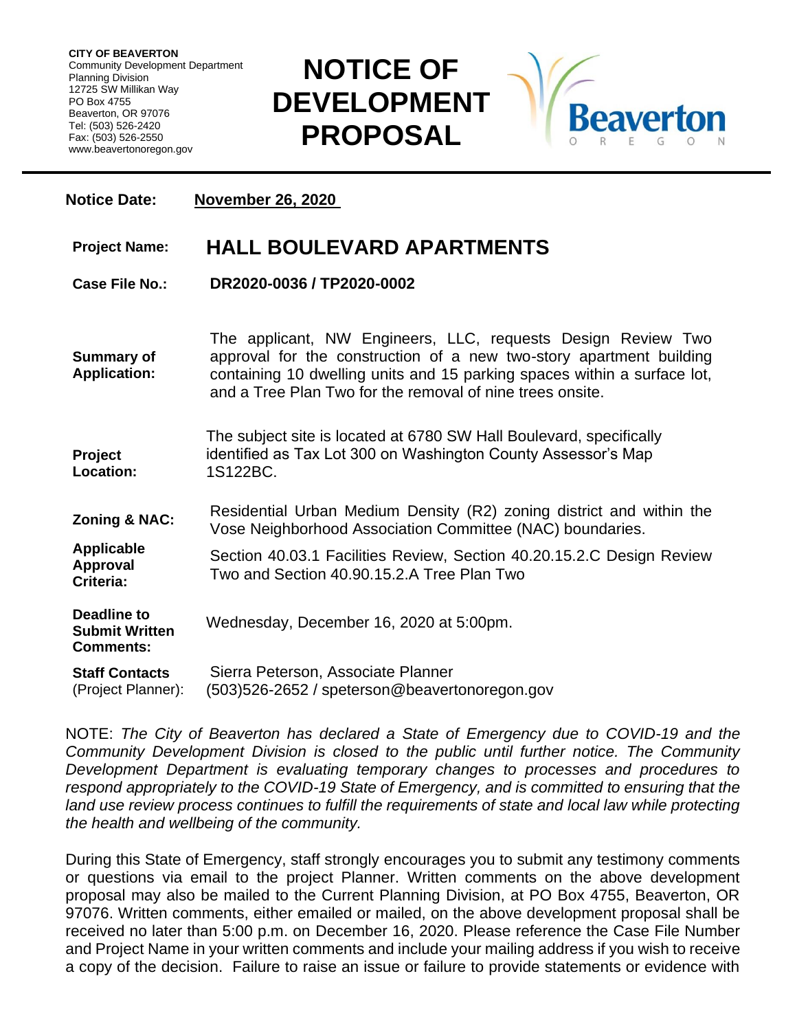**CITY OF BEAVERTON**
Community Development Department
Planning Division
12725 SW Millikan Way
PO Box 4755
Beaverton, OR 97076
Tel: (503) 526-2420
Fax: (503) 526-2550
www.beavertonoregon.gov

# NOTICE OF DEVELOPMENT PROPOSAL

**Notice Date:** **November 26, 2020**

**Project Name:** **HALL BOULEVARD APARTMENTS**

**Case File No.:** **DR2020-0036 / TP2020-0002**

**Summary of Application:** The applicant, NW Engineers, LLC, requests Design Review Two approval for the construction of a new two-story apartment building containing 10 dwelling units and 15 parking spaces within a surface lot, and a Tree Plan Two for the removal of nine trees onsite.

**Project Location:** The subject site is located at 6780 SW Hall Boulevard, specifically identified as Tax Lot 300 on Washington County Assessor's Map 1S122BC.

**Zoning & NAC:** Residential Urban Medium Density (R2) zoning district and within the Vose Neighborhood Association Committee (NAC) boundaries.

**Applicable Approval Criteria:** Section 40.03.1 Facilities Review, Section 40.20.15.2.C Design Review Two and Section 40.90.15.2.A Tree Plan Two

**Deadline to Submit Written Comments:** Wednesday, December 16, 2020 at 5:00pm.

**Staff Contacts** (Project Planner): Sierra Peterson, Associate Planner
(503)526-2652 / speterson@beavertonoregon.gov

NOTE: *The City of Beaverton has declared a State of Emergency due to COVID-19 and the Community Development Division is closed to the public until further notice. The Community Development Department is evaluating temporary changes to processes and procedures to respond appropriately to the COVID-19 State of Emergency, and is committed to ensuring that the land use review process continues to fulfill the requirements of state and local law while protecting the health and wellbeing of the community.*

During this State of Emergency, staff strongly encourages you to submit any testimony comments or questions via email to the project Planner. Written comments on the above development proposal may also be mailed to the Current Planning Division, at PO Box 4755, Beaverton, OR 97076. Written comments, either emailed or mailed, on the above development proposal shall be received no later than 5:00 p.m. on December 16, 2020. Please reference the Case File Number and Project Name in your written comments and include your mailing address if you wish to receive a copy of the decision. Failure to raise an issue or failure to provide statements or evidence with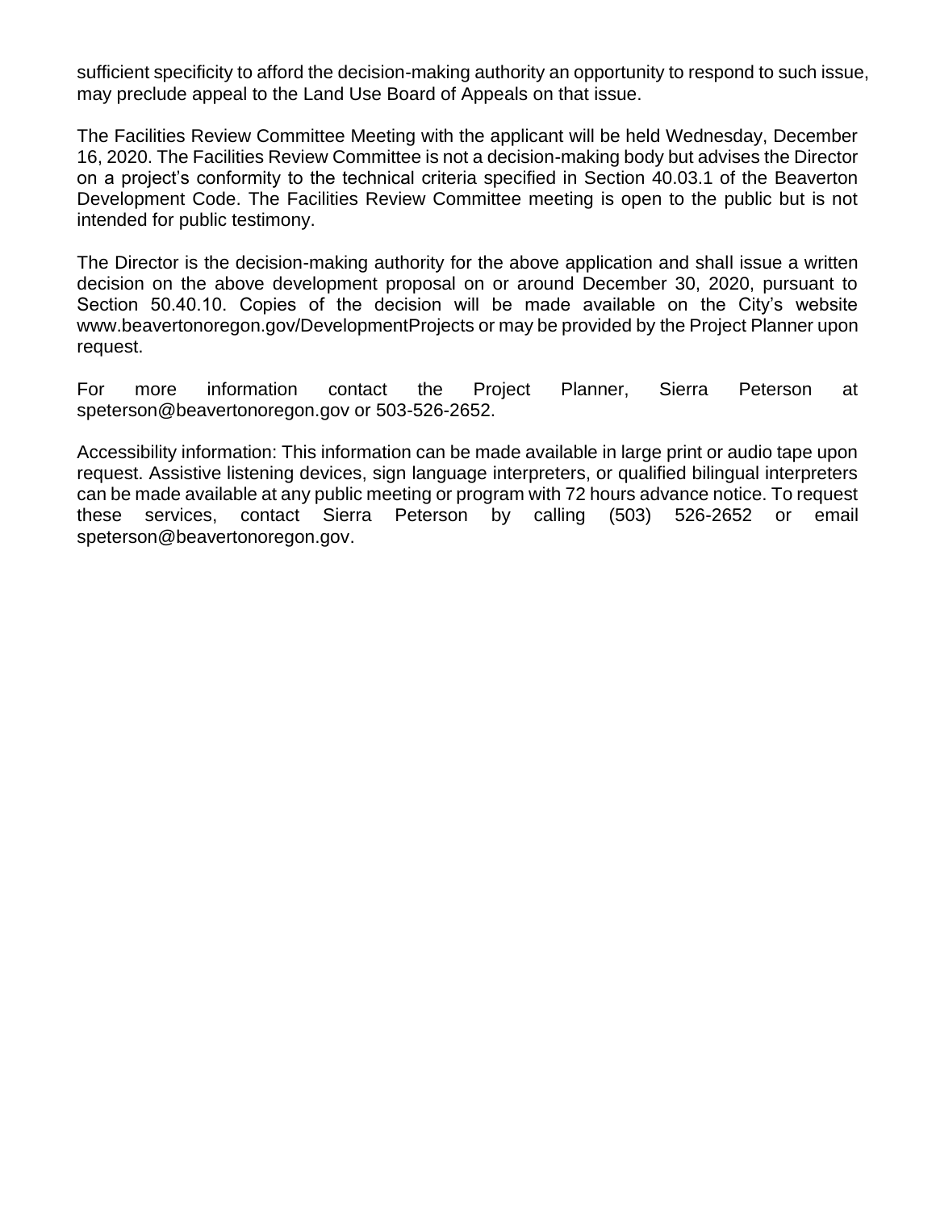sufficient specificity to afford the decision-making authority an opportunity to respond to such issue, may preclude appeal to the Land Use Board of Appeals on that issue.

The Facilities Review Committee Meeting with the applicant will be held Wednesday, December 16, 2020. The Facilities Review Committee is not a decision-making body but advises the Director on a project's conformity to the technical criteria specified in Section 40.03.1 of the Beaverton Development Code. The Facilities Review Committee meeting is open to the public but is not intended for public testimony.

The Director is the decision-making authority for the above application and shall issue a written decision on the above development proposal on or around December 30, 2020, pursuant to Section 50.40.10. Copies of the decision will be made available on the City's website www.beavertonoregon.gov/DevelopmentProjects or may be provided by the Project Planner upon request.

For more information contact the Project Planner, Sierra Peterson at speterson@beavertonoregon.gov or 503-526-2652.

Accessibility information: This information can be made available in large print or audio tape upon request. Assistive listening devices, sign language interpreters, or qualified bilingual interpreters can be made available at any public meeting or program with 72 hours advance notice. To request these services, contact Sierra Peterson by calling (503) 526-2652 or email speterson@beavertonoregon.gov.